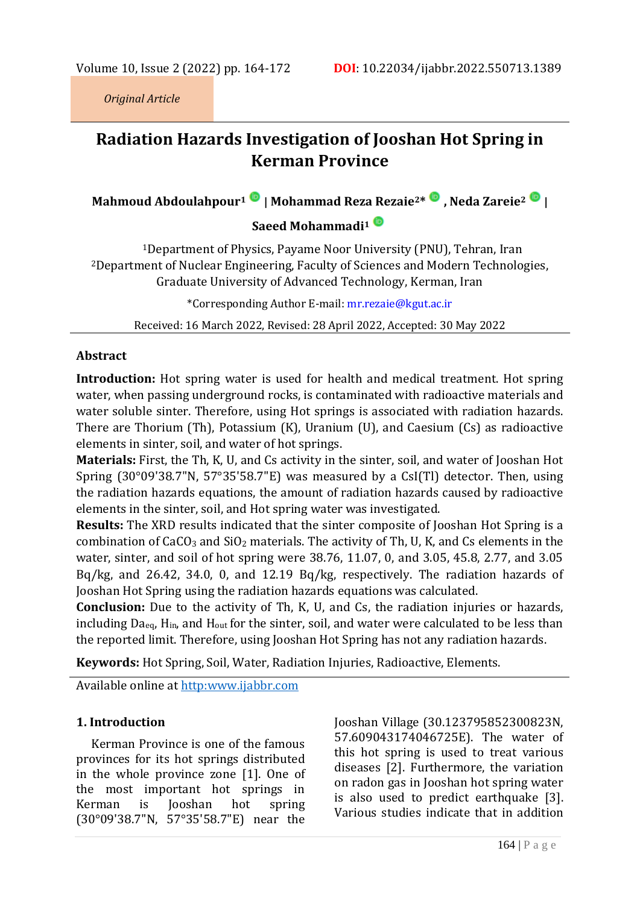*Original Article*

# Radiation Hazards Investigation of Jooshan Hot Spring in Kerman Province

**Mahmoud Abdoulahpour[1] | Mohammad Reza Rezaie[2]* , Neda Zareie[2] | Saeed Mohammadi[1]**

[1]Department of Physics, Payame Noor University (PNU), Tehran, Iran
[2]Department of Nuclear Engineering, Faculty of Sciences and Modern Technologies, Graduate University of Advanced Technology, Kerman, Iran

*Corresponding Author E-mail: mr.rezaie@kgut.ac.ir

Received: 16 March 2022, Revised: 28 April 2022, Accepted: 30 May 2022

## Abstract

**Introduction:** Hot spring water is used for health and medical treatment. Hot spring water, when passing underground rocks, is contaminated with radioactive materials and water soluble sinter. Therefore, using Hot springs is associated with radiation hazards. There are Thorium (Th), Potassium (K), Uranium (U), and Caesium (Cs) as radioactive elements in sinter, soil, and water of hot springs.

**Materials:** First, the Th, K, U, and Cs activity in the sinter, soil, and water of Jooshan Hot Spring (30°09'38.7"N, 57°35'58.7"E) was measured by a CsI(Tl) detector. Then, using the radiation hazards equations, the amount of radiation hazards caused by radioactive elements in the sinter, soil, and Hot spring water was investigated.

**Results:** The XRD results indicated that the sinter composite of Jooshan Hot Spring is a combination of $CaCO_3$ and $SiO_2$ materials. The activity of Th, U, K, and Cs elements in the water, sinter, and soil of hot spring were 38.76, 11.07, 0, and 3.05, 45.8, 2.77, and 3.05 Bq/kg, and 26.42, 34.0, 0, and 12.19 Bq/kg, respectively. The radiation hazards of Jooshan Hot Spring using the radiation hazards equations was calculated.

**Conclusion:** Due to the activity of Th, K, U, and Cs, the radiation injuries or hazards, including $Da_{eq}$, $H_{in}$, and $H_{out}$ for the sinter, soil, and water were calculated to be less than the reported limit. Therefore, using Jooshan Hot Spring has not any radiation hazards.

**Keywords:** Hot Spring, Soil, Water, Radiation Injuries, Radioactive, Elements.

Available online at http:www.ijabbr.com

## 1. Introduction

Kerman Province is one of the famous provinces for its hot springs distributed in the whole province zone [1]. One of the most important hot springs in Kerman is Jooshan hot spring (30°09'38.7"N, 57°35'58.7"E) near the Jooshan Village (30.123795852300823N, 57.609043174046725E). The water of this hot spring is used to treat various diseases [2]. Furthermore, the variation on radon gas in Jooshan hot spring water is also used to predict earthquake [3]. Various studies indicate that in addition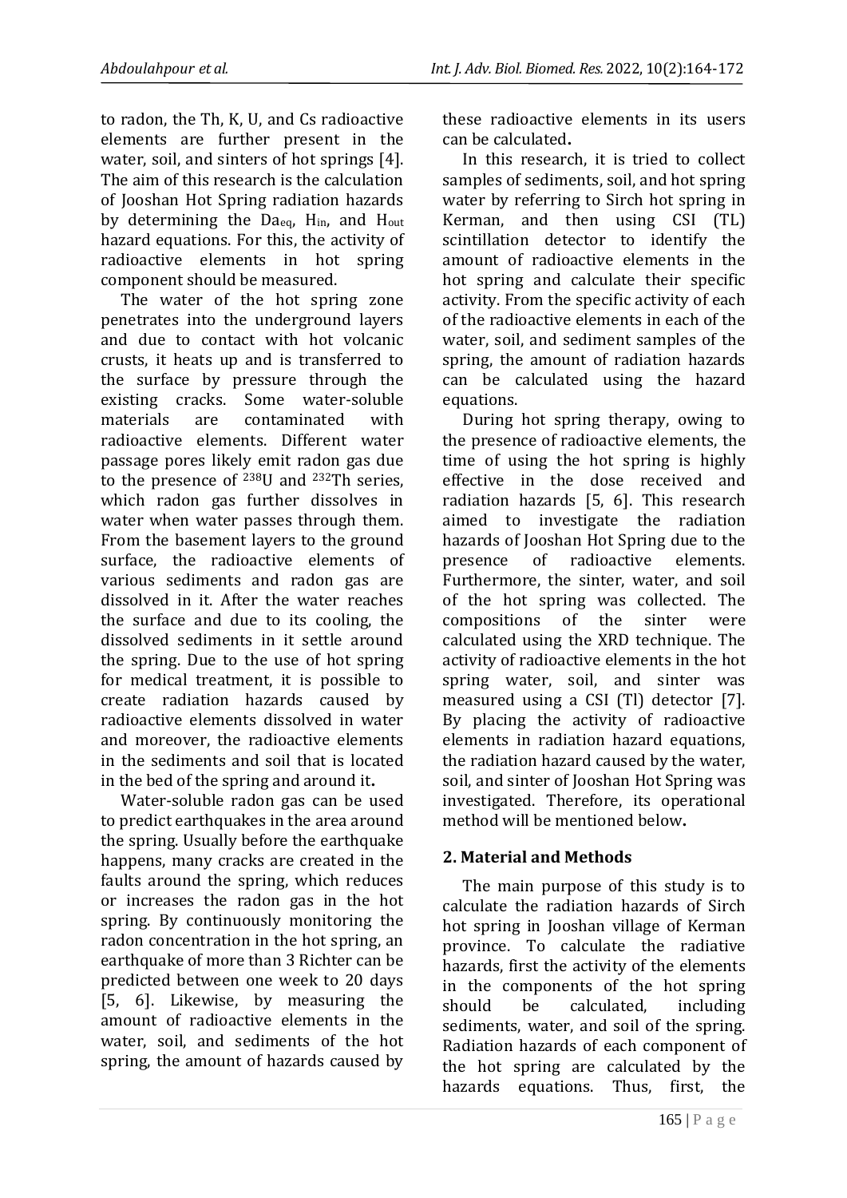to radon, the Th, K, U, and Cs radioactive elements are further present in the water, soil, and sinters of hot springs [4]. The aim of this research is the calculation of Jooshan Hot Spring radiation hazards by determining the $Da_{eq}$, $H_{in}$, and $H_{out}$ hazard equations. For this, the activity of radioactive elements in hot spring component should be measured.

The water of the hot spring zone penetrates into the underground layers and due to contact with hot volcanic crusts, it heats up and is transferred to the surface by pressure through the existing cracks. Some water-soluble materials are contaminated with radioactive elements. Different water passage pores likely emit radon gas due to the presence of $^{238}$U and $^{232}$Th series, which radon gas further dissolves in water when water passes through them. From the basement layers to the ground surface, the radioactive elements of various sediments and radon gas are dissolved in it. After the water reaches the surface and due to its cooling, the dissolved sediments in it settle around the spring. Due to the use of hot spring for medical treatment, it is possible to create radiation hazards caused by radioactive elements dissolved in water and moreover, the radioactive elements in the sediments and soil that is located in the bed of the spring and around it**.**

Water-soluble radon gas can be used to predict earthquakes in the area around the spring. Usually before the earthquake happens, many cracks are created in the faults around the spring, which reduces or increases the radon gas in the hot spring. By continuously monitoring the radon concentration in the hot spring, an earthquake of more than 3 Richter can be predicted between one week to 20 days [5, 6]. Likewise, by measuring the amount of radioactive elements in the water, soil, and sediments of the hot spring, the amount of hazards caused by these radioactive elements in its users can be calculated**.**

In this research, it is tried to collect samples of sediments, soil, and hot spring water by referring to Sirch hot spring in Kerman, and then using CSI (TL) scintillation detector to identify the amount of radioactive elements in the hot spring and calculate their specific activity. From the specific activity of each of the radioactive elements in each of the water, soil, and sediment samples of the spring, the amount of radiation hazards can be calculated using the hazard equations.

During hot spring therapy, owing to the presence of radioactive elements, the time of using the hot spring is highly effective in the dose received and radiation hazards [5, 6]. This research aimed to investigate the radiation hazards of Jooshan Hot Spring due to the presence of radioactive elements. Furthermore, the sinter, water, and soil of the hot spring was collected. The compositions of the sinter were calculated using the XRD technique. The activity of radioactive elements in the hot spring water, soil, and sinter was measured using a CSI (Tl) detector [7]. By placing the activity of radioactive elements in radiation hazard equations, the radiation hazard caused by the water, soil, and sinter of Jooshan Hot Spring was investigated. Therefore, its operational method will be mentioned below**.**

## 2. Material and Methods

The main purpose of this study is to calculate the radiation hazards of Sirch hot spring in Jooshan village of Kerman province. To calculate the radiative hazards, first the activity of the elements in the components of the hot spring should be calculated, including sediments, water, and soil of the spring. Radiation hazards of each component of the hot spring are calculated by the hazards equations. Thus, first, the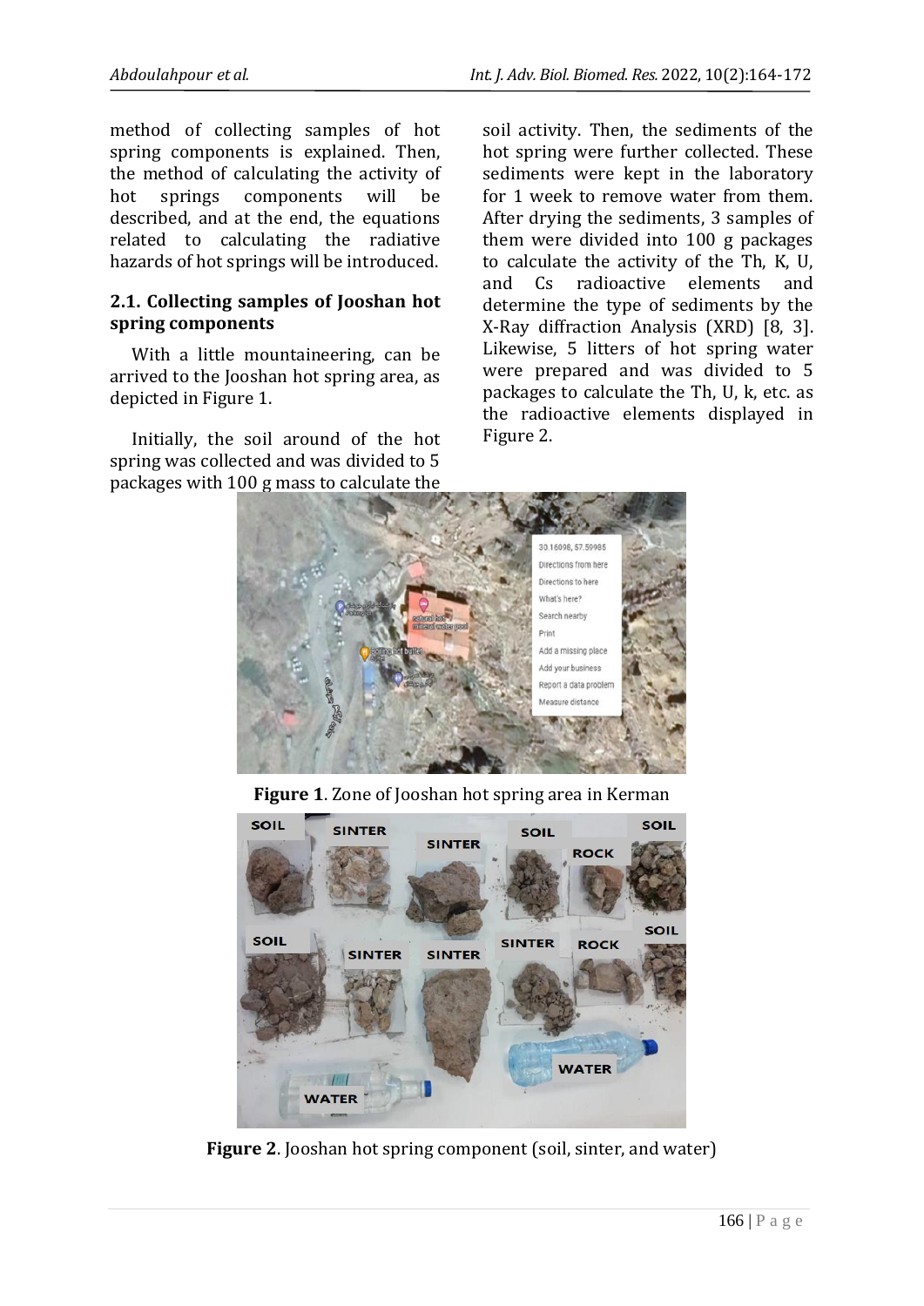method of collecting samples of hot spring components is explained. Then, the method of calculating the activity of hot springs components will be described, and at the end, the equations related to calculating the radiative hazards of hot springs will be introduced.

### 2.1. Collecting samples of Jooshan hot spring components

With a little mountaineering, can be arrived to the Jooshan hot spring area, as depicted in Figure 1.

Initially, the soil around of the hot spring was collected and was divided to 5 packages with 100 g mass to calculate the soil activity. Then, the sediments of the hot spring were further collected. These sediments were kept in the laboratory for 1 week to remove water from them. After drying the sediments, 3 samples of them were divided into 100 g packages to calculate the activity of the Th, K, U, and Cs radioactive elements and determine the type of sediments by the X-Ray diffraction Analysis (XRD) [8, 3]. Likewise, 5 litters of hot spring water were prepared and was divided to 5 packages to calculate the Th, U, k, etc. as the radioactive elements displayed in Figure 2.

**Figure 1**. Zone of Jooshan hot spring area in Kerman

**Figure 2**. Jooshan hot spring component (soil, sinter, and water)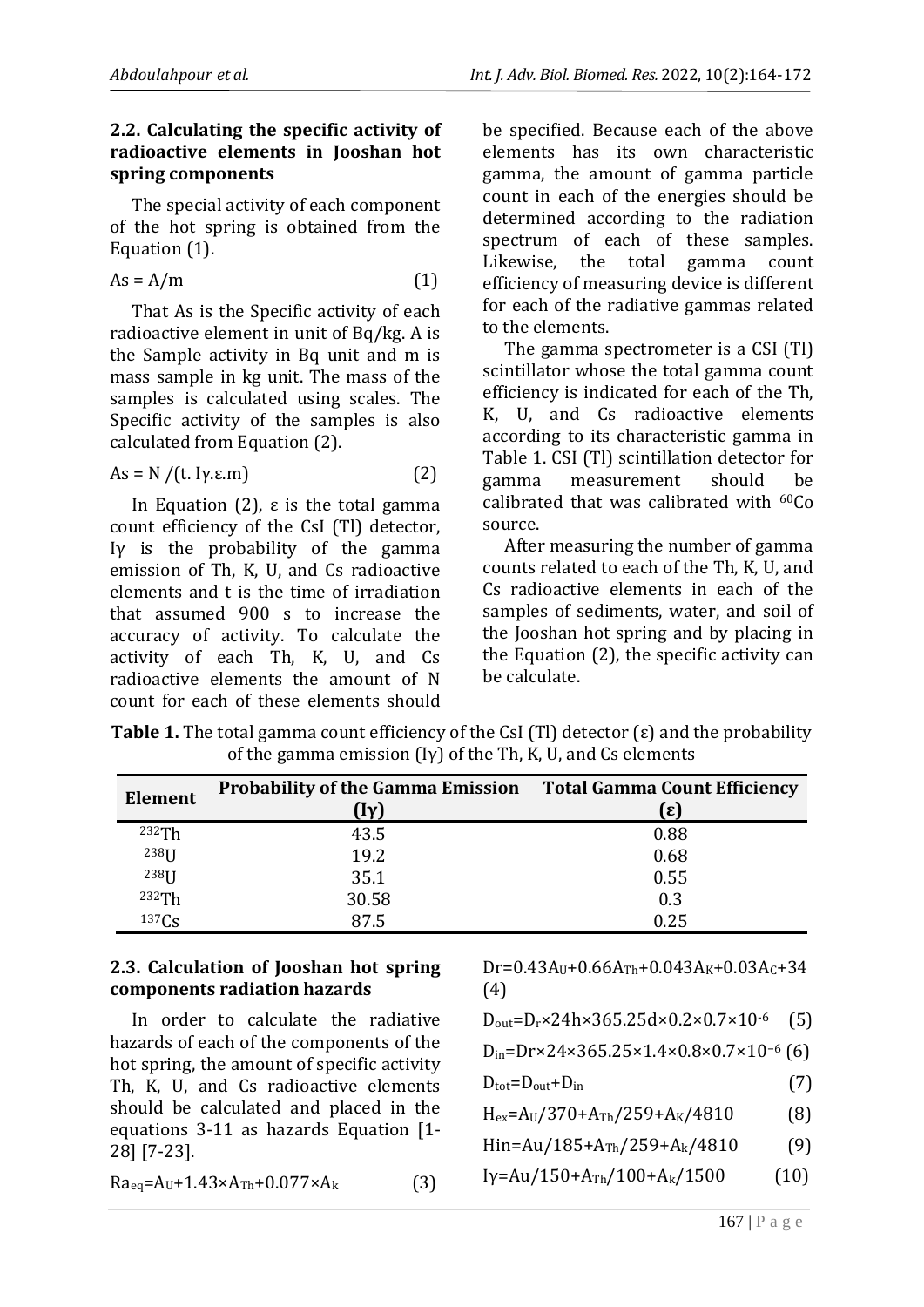### 2.2. Calculating the specific activity of radioactive elements in Jooshan hot spring components

The special activity of each component of the hot spring is obtained from the Equation (1).

$$As = A/m \quad (1)$$

That As is the Specific activity of each radioactive element in unit of Bq/kg. A is the Sample activity in Bq unit and m is mass sample in kg unit. The mass of the samples is calculated using scales. The Specific activity of the samples is also calculated from Equation (2).

$$As = N/(t.\ I\gamma.\varepsilon.m) \quad (2)$$

In Equation (2), ε is the total gamma count efficiency of the CsI (Tl) detector, Iγ is the probability of the gamma emission of Th, K, U, and Cs radioactive elements and t is the time of irradiation that assumed 900 s to increase the accuracy of activity. To calculate the activity of each Th, K, U, and Cs radioactive elements the amount of N count for each of these elements should be specified. Because each of the above elements has its own characteristic gamma, the amount of gamma particle count in each of the energies should be determined according to the radiation spectrum of each of these samples. Likewise, the total gamma count efficiency of measuring device is different for each of the radiative gammas related to the elements.

The gamma spectrometer is a CSI (Tl) scintillator whose the total gamma count efficiency is indicated for each of the Th, K, U, and Cs radioactive elements according to its characteristic gamma in Table 1. CSI (Tl) scintillation detector for gamma measurement should be calibrated that was calibrated with $^{60}Co$ source.

After measuring the number of gamma counts related to each of the Th, K, U, and Cs radioactive elements in each of the samples of sediments, water, and soil of the Jooshan hot spring and by placing in the Equation (2), the specific activity can be calculate.

**Table 1.** The total gamma count efficiency of the CsI (Tl) detector (ε) and the probability of the gamma emission (Iγ) of the Th, K, U, and Cs elements

| Element | Probability of the Gamma Emission (Iγ) | Total Gamma Count Efficiency (ε) |
|---|---|---|
| $^{232}Th$ | 43.5 | 0.88 |
| $^{238}U$ | 19.2 | 0.68 |
| $^{238}U$ | 35.1 | 0.55 |
| $^{232}Th$ | 30.58 | 0.3 |
| $^{137}Cs$ | 87.5 | 0.25 |

### 2.3. Calculation of Jooshan hot spring components radiation hazards

In order to calculate the radiative hazards of each of the components of the hot spring, the amount of specific activity Th, K, U, and Cs radioactive elements should be calculated and placed in the equations 3-11 as hazards Equation [1-28] [7-23].

$$Ra_{eq}=A_U+1.43\times A_{Th}+0.077\times A_k \quad (3)$$

$$Dr=0.43A_U+0.66A_{Th}+0.043A_K+0.03A_C+34 \quad (4)$$

$$D_{out}=D_r\times 24h\times 365.25d\times 0.2\times 0.7\times 10^{-6} \quad (5)$$

$$D_{in}=Dr\times 24\times 365.25\times 1.4\times 0.8\times 0.7\times 10^{-6} \quad (6)$$

$$D_{tot}=D_{out}+D_{in} \quad (7)$$

$$H_{ex}=A_U/370+A_{Th}/259+A_K/4810 \quad (8)$$

$$Hin=Au/185+A_{Th}/259+A_k/4810 \quad (9)$$

$$I\gamma=Au/150+A_{Th}/100+A_k/1500 \quad (10)$$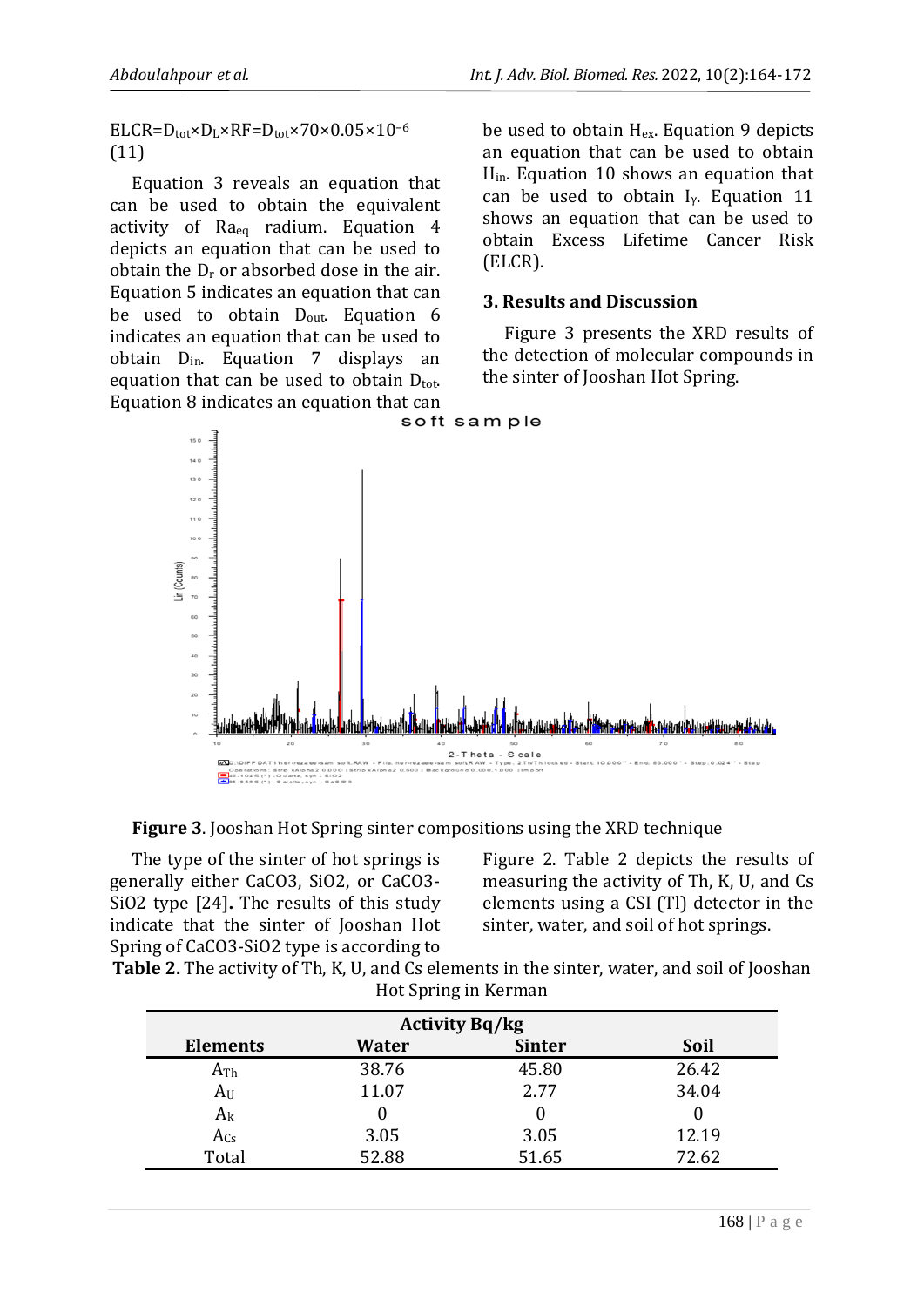$$ELCR = D_{tot} \times D_L \times RF = D_{tot} \times 70 \times 0.05 \times 10^{-6} \quad (11)$$

Equation 3 reveals an equation that can be used to obtain the equivalent activity of $Ra_{eq}$ radium. Equation 4 depicts an equation that can be used to obtain the $D_r$ or absorbed dose in the air. Equation 5 indicates an equation that can be used to obtain $D_{out}$. Equation 6 indicates an equation that can be used to obtain $D_{in}$. Equation 7 displays an equation that can be used to obtain $D_{tot}$. Equation 8 indicates an equation that can be used to obtain $H_{ex}$. Equation 9 depicts an equation that can be used to obtain $H_{in}$. Equation 10 shows an equation that can be used to obtain $I_\gamma$. Equation 11 shows an equation that can be used to obtain Excess Lifetime Cancer Risk (ELCR).

## 3. Results and Discussion

Figure 3 presents the XRD results of the detection of molecular compounds in the sinter of Jooshan Hot Spring.

**Figure 3**. Jooshan Hot Spring sinter compositions using the XRD technique

The type of the sinter of hot springs is generally either CaCO3, SiO2, or CaCO3-SiO2 type [24]**.** The results of this study indicate that the sinter of Jooshan Hot Spring of CaCO3-SiO2 type is according to Figure 2. Table 2 depicts the results of measuring the activity of Th, K, U, and Cs elements using a CSI (Tl) detector in the sinter, water, and soil of hot springs.

**Table 2.** The activity of Th, K, U, and Cs elements in the sinter, water, and soil of Jooshan Hot Spring in Kerman

| | Activity Bq/kg | | |
|---|---|---|---|
| **Elements** | **Water** | **Sinter** | **Soil** |
| $A_{Th}$ | 38.76 | 45.80 | 26.42 |
| $A_U$ | 11.07 | 2.77 | 34.04 |
| $A_k$ | 0 | 0 | 0 |
| $A_{Cs}$ | 3.05 | 3.05 | 12.19 |
| Total | 52.88 | 51.65 | 72.62 |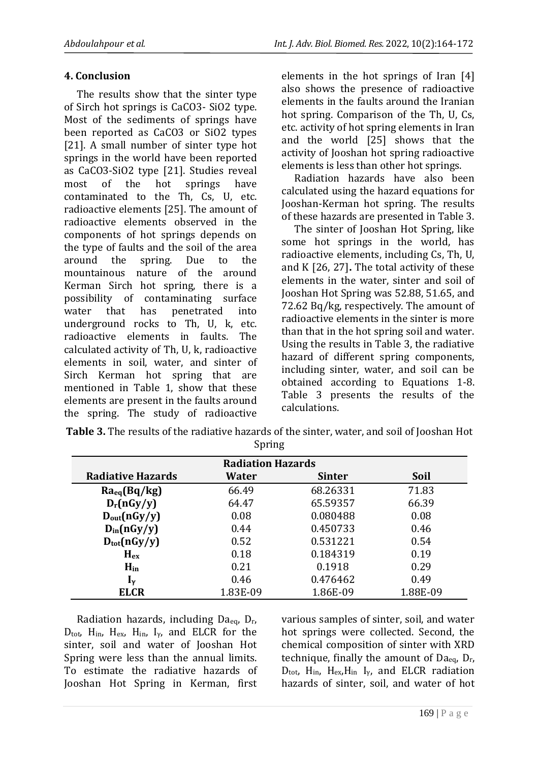## 4. Conclusion

The results show that the sinter type of Sirch hot springs is $CaCO_3$- $SiO_2$ type. Most of the sediments of springs have been reported as $CaCO_3$ or $SiO_2$ types [21]. A small number of sinter type hot springs in the world have been reported as $CaCO_3$-$SiO_2$ type [21]. Studies reveal most of the hot springs have contaminated to the Th, Cs, U, etc. radioactive elements [25]. The amount of radioactive elements observed in the components of hot springs depends on the type of faults and the soil of the area around the spring. Due to the mountainous nature of the around Kerman Sirch hot spring, there is a possibility of contaminating surface water that has penetrated into underground rocks to Th, U, k, etc. radioactive elements in faults. The calculated activity of Th, U, k, radioactive elements in soil, water, and sinter of Sirch Kerman hot spring that are mentioned in Table 1, show that these elements are present in the faults around the spring. The study of radioactive elements in the hot springs of Iran [4] also shows the presence of radioactive elements in the faults around the Iranian hot spring. Comparison of the Th, U, Cs, etc. activity of hot spring elements in Iran and the world [25] shows that the activity of Jooshan hot spring radioactive elements is less than other hot springs.

Radiation hazards have also been calculated using the hazard equations for Jooshan-Kerman hot spring. The results of these hazards are presented in Table 3.

The sinter of Jooshan Hot Spring, like some hot springs in the world, has radioactive elements, including Cs, Th, U, and K [26, 27]**.** The total activity of these elements in the water, sinter and soil of Jooshan Hot Spring was 52.88, 51.65, and 72.62 Bq/kg, respectively. The amount of radioactive elements in the sinter is more than that in the hot spring soil and water. Using the results in Table 3, the radiative hazard of different spring components, including sinter, water, and soil can be obtained according to Equations 1-8. Table 3 presents the results of the calculations.

**Table 3.** The results of the radiative hazards of the sinter, water, and soil of Jooshan Hot Spring

| | Radiation Hazards | | |
|---|---|---|---|
| **Radiative Hazards** | **Water** | **Sinter** | **Soil** |
| **$Ra_{eq}$(Bq/kg)** | 66.49 | 68.26331 | 71.83 |
| **$D_r$(nGy/y)** | 64.47 | 65.59357 | 66.39 |
| **$D_{out}$(nGy/y)** | 0.08 | 0.080488 | 0.08 |
| **$D_{in}$(nGy/y)** | 0.44 | 0.450733 | 0.46 |
| **$D_{tot}$(nGy/y)** | 0.52 | 0.531221 | 0.54 |
| **$H_{ex}$** | 0.18 | 0.184319 | 0.19 |
| **$H_{in}$** | 0.21 | 0.1918 | 0.29 |
| **$I_\gamma$** | 0.46 | 0.476462 | 0.49 |
| **ELCR** | 1.83E-09 | 1.86E-09 | 1.88E-09 |

Radiation hazards, including $Da_{eq}$, $D_r$, $D_{tot}$, $H_{in}$, $H_{ex}$, $H_{in}$, $I_\gamma$, and ELCR for the sinter, soil and water of Jooshan Hot Spring were less than the annual limits. To estimate the radiative hazards of Jooshan Hot Spring in Kerman, first various samples of sinter, soil, and water hot springs were collected. Second, the chemical composition of sinter with XRD technique, finally the amount of $Da_{eq}$, $D_r$, $D_{tot}$, $H_{in}$, $H_{ex}$,$H_{in}$ $I_\gamma$, and ELCR radiation hazards of sinter, soil, and water of hot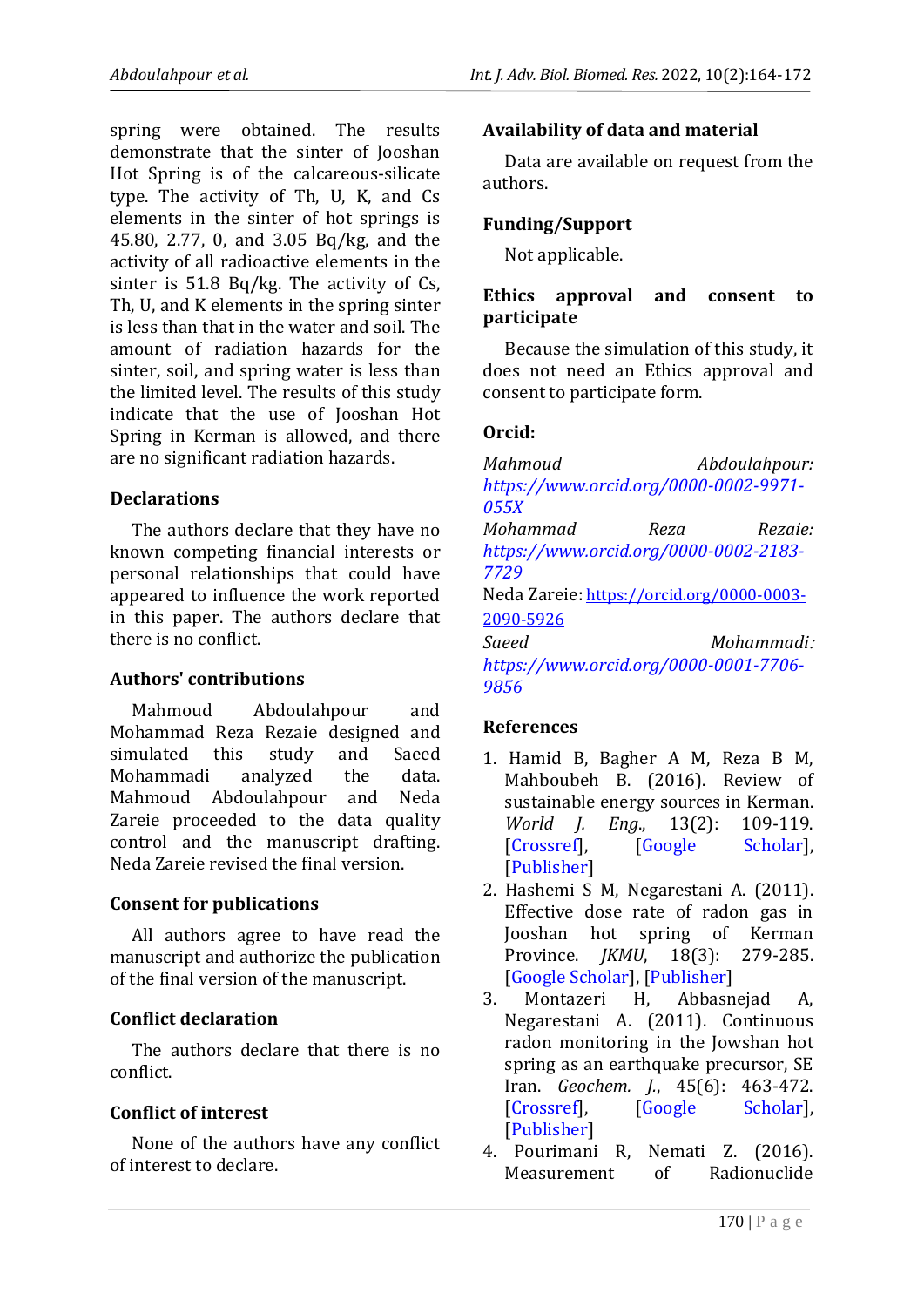spring were obtained. The results demonstrate that the sinter of Jooshan Hot Spring is of the calcareous-silicate type. The activity of Th, U, K, and Cs elements in the sinter of hot springs is 45.80, 2.77, 0, and 3.05 Bq/kg, and the activity of all radioactive elements in the sinter is 51.8 Bq/kg. The activity of Cs, Th, U, and K elements in the spring sinter is less than that in the water and soil. The amount of radiation hazards for the sinter, soil, and spring water is less than the limited level. The results of this study indicate that the use of Jooshan Hot Spring in Kerman is allowed, and there are no significant radiation hazards.

## Declarations

The authors declare that they have no known competing financial interests or personal relationships that could have appeared to influence the work reported in this paper. The authors declare that there is no conflict.

## Authors' contributions

Mahmoud Abdoulahpour and Mohammad Reza Rezaie designed and simulated this study and Saeed Mohammadi analyzed the data. Mahmoud Abdoulahpour and Neda Zareie proceeded to the data quality control and the manuscript drafting. Neda Zareie revised the final version.

## Consent for publications

All authors agree to have read the manuscript and authorize the publication of the final version of the manuscript.

## Conflict declaration

The authors declare that there is no conflict.

## Conflict of interest

None of the authors have any conflict of interest to declare.

## Availability of data and material

Data are available on request from the authors.

## Funding/Support

Not applicable.

## Ethics approval and consent to participate

Because the simulation of this study, it does not need an Ethics approval and consent to participate form.

## Orcid:

*Mahmoud Abdoulahpour:* *https://www.orcid.org/0000-0002-9971-055X*
*Mohammad Reza Rezaie:* *https://www.orcid.org/0000-0002-2183-7729*
Neda Zareie: https://orcid.org/0000-0003-2090-5926
*Saeed Mohammadi:* *https://www.orcid.org/0000-0001-7706-9856*

## References

1. Hamid B, Bagher A M, Reza B M, Mahboubeh B. (2016). Review of sustainable energy sources in Kerman. *World J. Eng.*, 13(2): 109-119. [Crossref], [Google Scholar], [Publisher]
2. Hashemi S M, Negarestani A. (2011). Effective dose rate of radon gas in Jooshan hot spring of Kerman Province. *JKMU*, 18(3): 279-285. [Google Scholar], [Publisher]
3. Montazeri H, Abbasnejad A, Negarestani A. (2011). Continuous radon monitoring in the Jowshan hot spring as an earthquake precursor, SE Iran. *Geochem. J.*, 45(6): 463-472. [Crossref], [Google Scholar], [Publisher]
4. Pourimani R, Nemati Z. (2016). Measurement of Radionuclide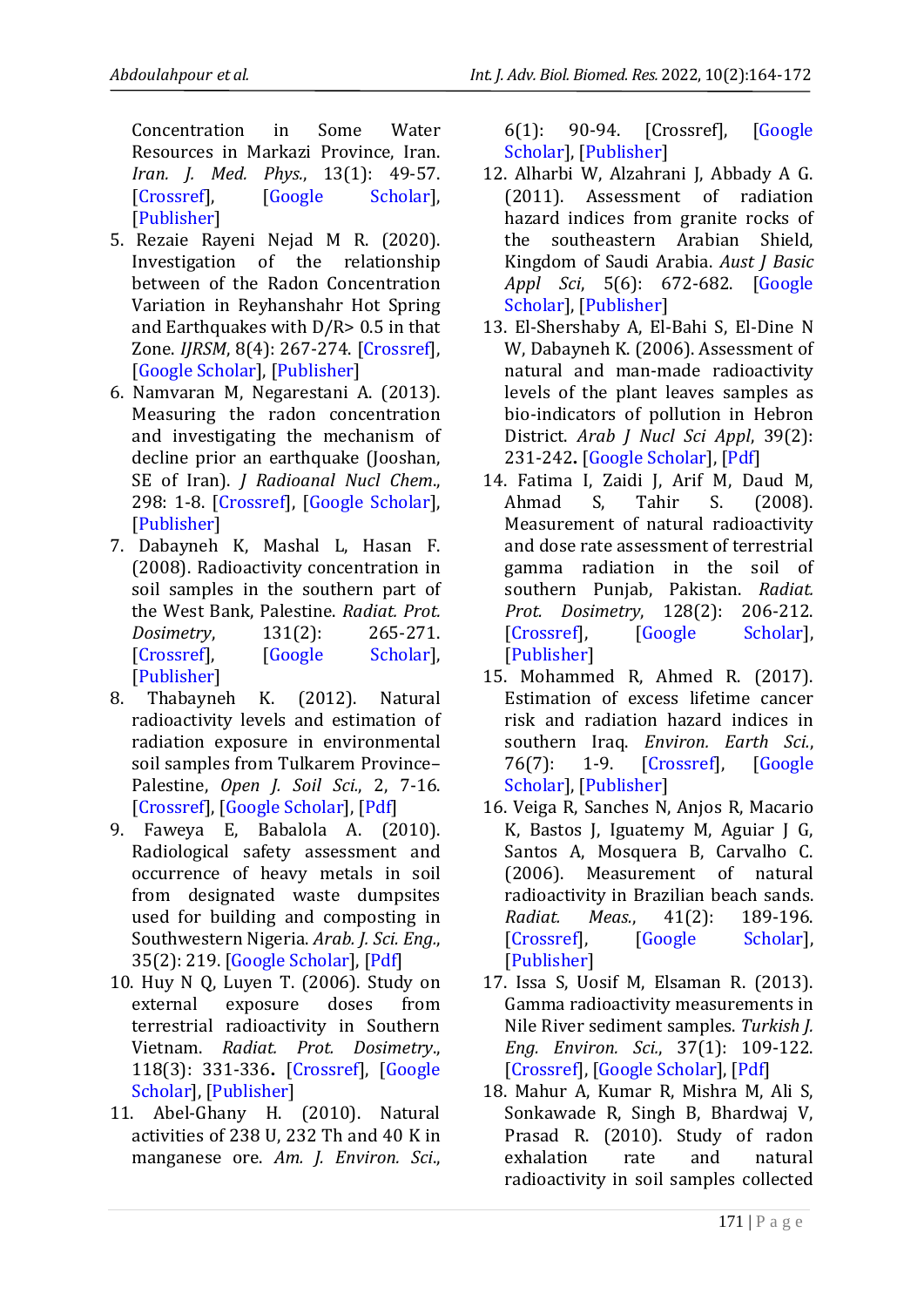Concentration in Some Water Resources in Markazi Province, Iran. *Iran. J. Med. Phys.*, 13(1): 49-57. [Crossref], [Google Scholar], [Publisher]

5. Rezaie Rayeni Nejad M R. (2020). Investigation of the relationship between of the Radon Concentration Variation in Reyhanshahr Hot Spring and Earthquakes with D/R> 0.5 in that Zone. *IJRSM*, 8(4): 267-274. [Crossref], [Google Scholar], [Publisher]
6. Namvaran M, Negarestani A. (2013). Measuring the radon concentration and investigating the mechanism of decline prior an earthquake (Jooshan, SE of Iran). *J Radioanal Nucl Chem*., 298: 1-8. [Crossref], [Google Scholar], [Publisher]
7. Dabayneh K, Mashal L, Hasan F. (2008). Radioactivity concentration in soil samples in the southern part of the West Bank, Palestine. *Radiat. Prot. Dosimetry*, 131(2): 265-271. [Crossref], [Google Scholar], [Publisher]
8. Thabayneh K. (2012). Natural radioactivity levels and estimation of radiation exposure in environmental soil samples from Tulkarem Province–Palestine, *Open J. Soil Sci*., 2, 7-16. [Crossref], [Google Scholar], [Pdf]
9. Faweya E, Babalola A. (2010). Radiological safety assessment and occurrence of heavy metals in soil from designated waste dumpsites used for building and composting in Southwestern Nigeria. *Arab. J. Sci. Eng*., 35(2): 219. [Google Scholar], [Pdf]
10. Huy N Q, Luyen T. (2006). Study on external exposure doses from terrestrial radioactivity in Southern Vietnam. *Radiat. Prot. Dosimetry*., 118(3): 331-336**.** [Crossref], [Google Scholar], [Publisher]
11. Abel-Ghany H. (2010). Natural activities of 238 U, 232 Th and 40 K in manganese ore. *Am. J. Environ. Sci*., 6(1): 90-94. [Crossref], [Google Scholar], [Publisher]
12. Alharbi W, Alzahrani J, Abbady A G. (2011). Assessment of radiation hazard indices from granite rocks of the southeastern Arabian Shield, Kingdom of Saudi Arabia. *Aust J Basic Appl Sci*, 5(6): 672-682. [Google Scholar], [Publisher]
13. El-Shershaby A, El-Bahi S, El-Dine N W, Dabayneh K. (2006). Assessment of natural and man-made radioactivity levels of the plant leaves samples as bio-indicators of pollution in Hebron District. *Arab J Nucl Sci Appl*, 39(2): 231-242**.** [Google Scholar], [Pdf]
14. Fatima I, Zaidi J, Arif M, Daud M, Ahmad S, Tahir S. (2008). Measurement of natural radioactivity and dose rate assessment of terrestrial gamma radiation in the soil of southern Punjab, Pakistan. *Radiat. Prot. Dosimetry*, 128(2): 206-212. [Crossref], [Google Scholar], [Publisher]
15. Mohammed R, Ahmed R. (2017). Estimation of excess lifetime cancer risk and radiation hazard indices in southern Iraq. *Environ. Earth Sci*., 76(7): 1-9. [Crossref], [Google Scholar], [Publisher]
16. Veiga R, Sanches N, Anjos R, Macario K, Bastos J, Iguatemy M, Aguiar J G, Santos A, Mosquera B, Carvalho C. (2006). Measurement of natural radioactivity in Brazilian beach sands. *Radiat. Meas*., 41(2): 189-196. [Crossref], [Google Scholar], [Publisher]
17. Issa S, Uosif M, Elsaman R. (2013). Gamma radioactivity measurements in Nile River sediment samples. *Turkish J. Eng. Environ. Sci*., 37(1): 109-122. [Crossref], [Google Scholar], [Pdf]
18. Mahur A, Kumar R, Mishra M, Ali S, Sonkawade R, Singh B, Bhardwaj V, Prasad R. (2010). Study of radon exhalation rate and natural radioactivity in soil samples collected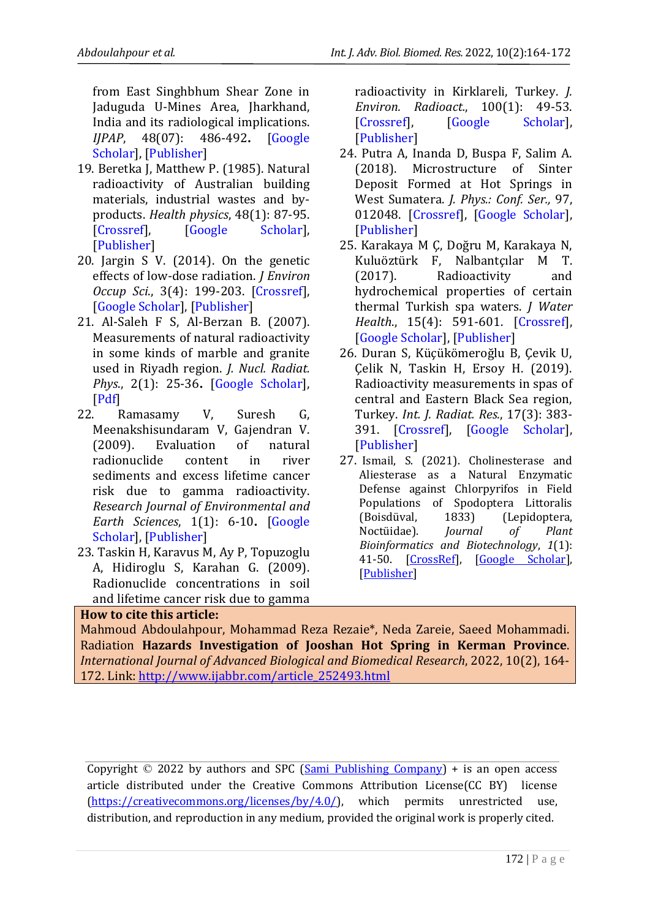from East Singhbhum Shear Zone in Jaduguda U-Mines Area, Jharkhand, India and its radiological implications. *IJPAP*, 48(07): 486-492. [Google Scholar], [Publisher]

19. Beretka J, Matthew P. (1985). Natural radioactivity of Australian building materials, industrial wastes and by-products. *Health physics*, 48(1): 87-95. [Crossref], [Google Scholar], [Publisher]
20. Jargin S V. (2014). On the genetic effects of low-dose radiation. *J Environ Occup Sci.*, 3(4): 199-203. [Crossref], [Google Scholar], [Publisher]
21. Al-Saleh F S, Al-Berzan B. (2007). Measurements of natural radioactivity in some kinds of marble and granite used in Riyadh region. *J. Nucl. Radiat. Phys.*, 2(1): 25-36. [Google Scholar], [Pdf]
22. Ramasamy V, Suresh G, Meenakshisundaram V, Gajendran V. (2009). Evaluation of natural radionuclide content in river sediments and excess lifetime cancer risk due to gamma radioactivity. *Research Journal of Environmental and Earth Sciences*, 1(1): 6-10. [Google Scholar], [Publisher]
23. Taskin H, Karavus M, Ay P, Topuzoglu A, Hidiroglu S, Karahan G. (2009). Radionuclide concentrations in soil and lifetime cancer risk due to gamma radioactivity in Kirklareli, Turkey. *J. Environ. Radioact.*, 100(1): 49-53. [Crossref], [Google Scholar], [Publisher]
24. Putra A, Inanda D, Buspa F, Salim A. (2018). Microstructure of Sinter Deposit Formed at Hot Springs in West Sumatera. *J. Phys.: Conf. Ser.,* 97, 012048. [Crossref], [Google Scholar], [Publisher]
25. Karakaya M Ç, Doğru M, Karakaya N, Kuluöztürk F, Nalbantçılar M T. (2017). Radioactivity and hydrochemical properties of certain thermal Turkish spa waters. *J Water Health.*, 15(4): 591-601. [Crossref], [Google Scholar], [Publisher]
26. Duran S, Küçükömeroğlu B, Çevik U, Çelik N, Taskin H, Ersoy H. (2019). Radioactivity measurements in spas of central and Eastern Black Sea region, Turkey. *Int. J. Radiat. Res.*, 17(3): 383-391. [Crossref], [Google Scholar], [Publisher]
27. Ismail, S. (2021). Cholinesterase and Aliesterase as a Natural Enzymatic Defense against Chlorpyrifos in Field Populations of Spodoptera Littoralis (Boisdüval, 1833) (Lepidoptera, Noctüidae). *Journal of Plant Bioinformatics and Biotechnology*, *1*(1): 41-50. [CrossRef], [Google Scholar], [Publisher]

**How to cite this article:**
Mahmoud Abdoulahpour, Mohammad Reza Rezaie*, Neda Zareie, Saeed Mohammadi. Radiation **Hazards Investigation of Jooshan Hot Spring in Kerman Province**. *International Journal of Advanced Biological and Biomedical Research*, 2022, 10(2), 164-172. Link: http://www.ijabbr.com/article_252493.html

Copyright © 2022 by authors and SPC (Sami Publishing Company) + is an open access article distributed under the Creative Commons Attribution License(CC BY) license (https://creativecommons.org/licenses/by/4.0/), which permits unrestricted use, distribution, and reproduction in any medium, provided the original work is properly cited.